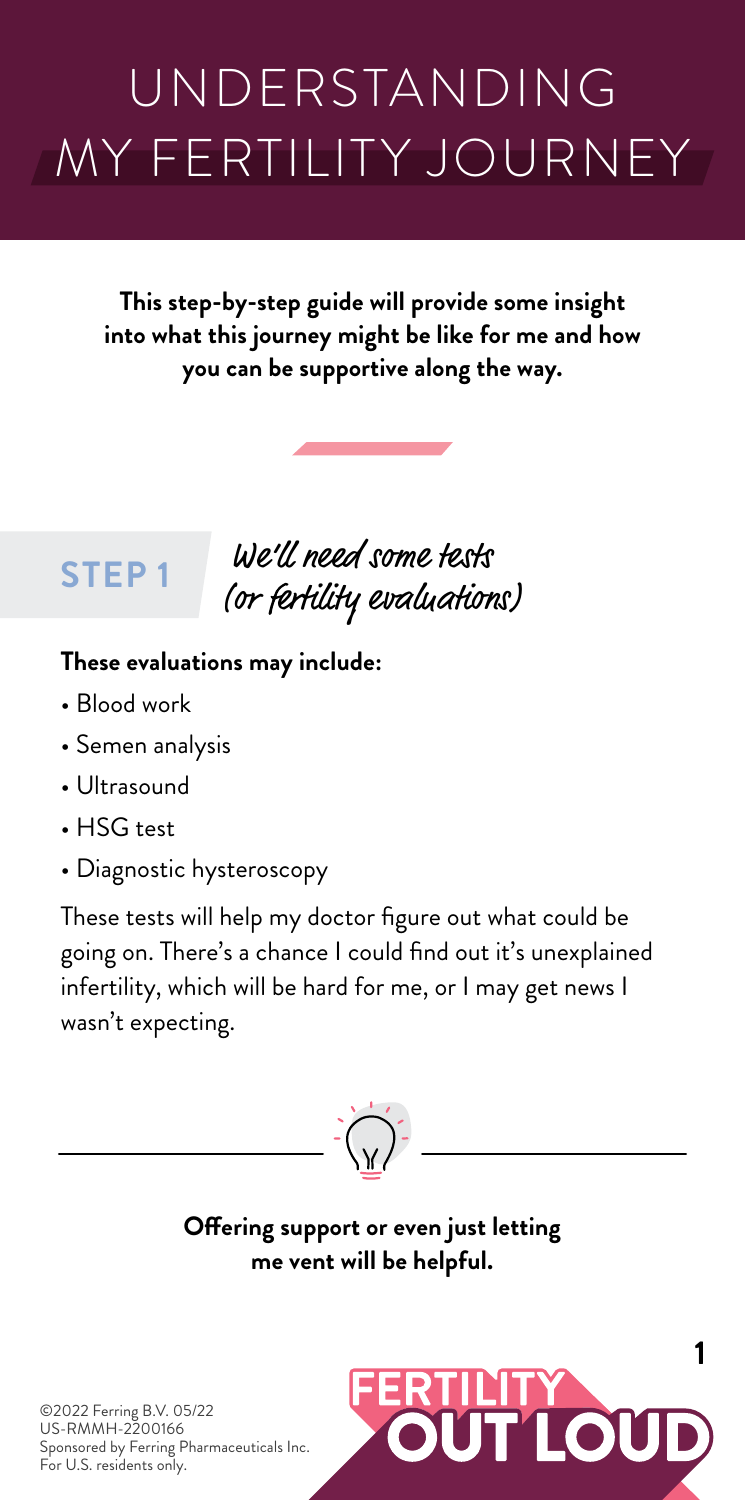# UNDERSTANDING MY FERTILITY JOURNEY

**This step-by-step guide will provide some insight into what this journey might be like for me and how you can be supportive along the way.**

## STEP 1 — We'll need some tests (or fertility evaluations)

**These evaluations may include:**

- Blood work
- Semen analysis
- Ultrasound
- HSG test
- Diagnostic hysteroscopy

These tests will help my doctor figure out what could be going on. There's a chance I could find out it's unexplained infertility, which will be hard for me, or I may get news I wasn't expecting.

**Offering support or even just letting me vent will be helpful.**

©2022 Ferring B.V. 05/22
US-RMMH-2200166
Sponsored by Ferring Pharmaceuticals Inc.
For U.S. residents only.

FERTILITY OUT LOUD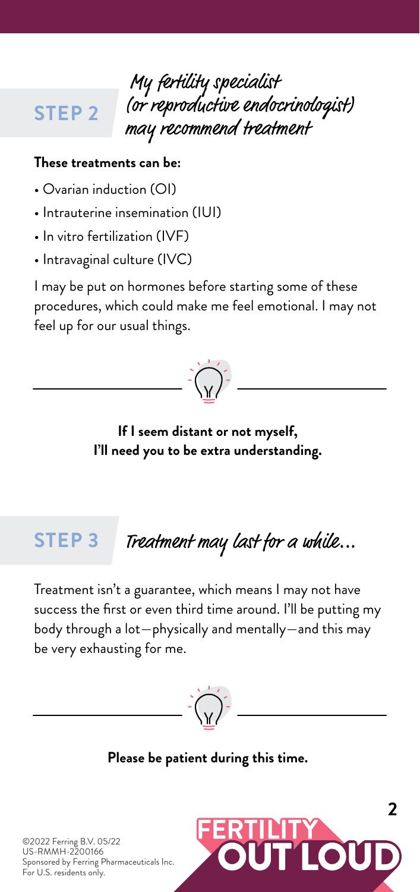## STEP 2 — My fertility specialist (or reproductive endocrinologist) may recommend treatment

**These treatments can be:**

- Ovarian induction (OI)
- Intrauterine insemination (IUI)
- In vitro fertilization (IVF)
- Intravaginal culture (IVC)

I may be put on hormones before starting some of these procedures, which could make me feel emotional. I may not feel up for our usual things.

**If I seem distant or not myself, I'll need you to be extra understanding.**

## STEP 3 — Treatment may last for a while...

Treatment isn't a guarantee, which means I may not have success the first or even third time around. I'll be putting my body through a lot—physically and mentally—and this may be very exhausting for me.

**Please be patient during this time.**

©2022 Ferring B.V. 05/22
US-RMMH-2200166
Sponsored by Ferring Pharmaceuticals Inc.
For U.S. residents only.

FERTILITY OUT LOUD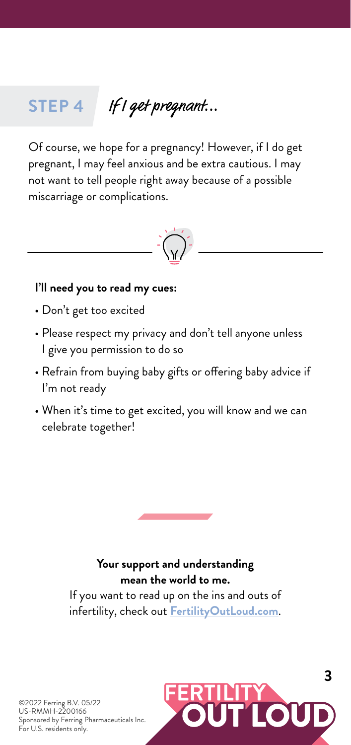## STEP 4 *If I get pregnant…*

Of course, we hope for a pregnancy! However, if I do get pregnant, I may feel anxious and be extra cautious. I may not want to tell people right away because of a possible miscarriage or complications.

**I'll need you to read my cues:**

- Don't get too excited
- Please respect my privacy and don't tell anyone unless I give you permission to do so
- Refrain from buying baby gifts or offering baby advice if I'm not ready
- When it's time to get excited, you will know and we can celebrate together!

**Your support and understanding mean the world to me.**

If you want to read up on the ins and outs of infertility, check out **FertilityOutLoud.com**.

©2022 Ferring B.V. 05/22
US-RMMH-2200166
Sponsored by Ferring Pharmaceuticals Inc.
For U.S. residents only.

FERTILITY OUT LOUD